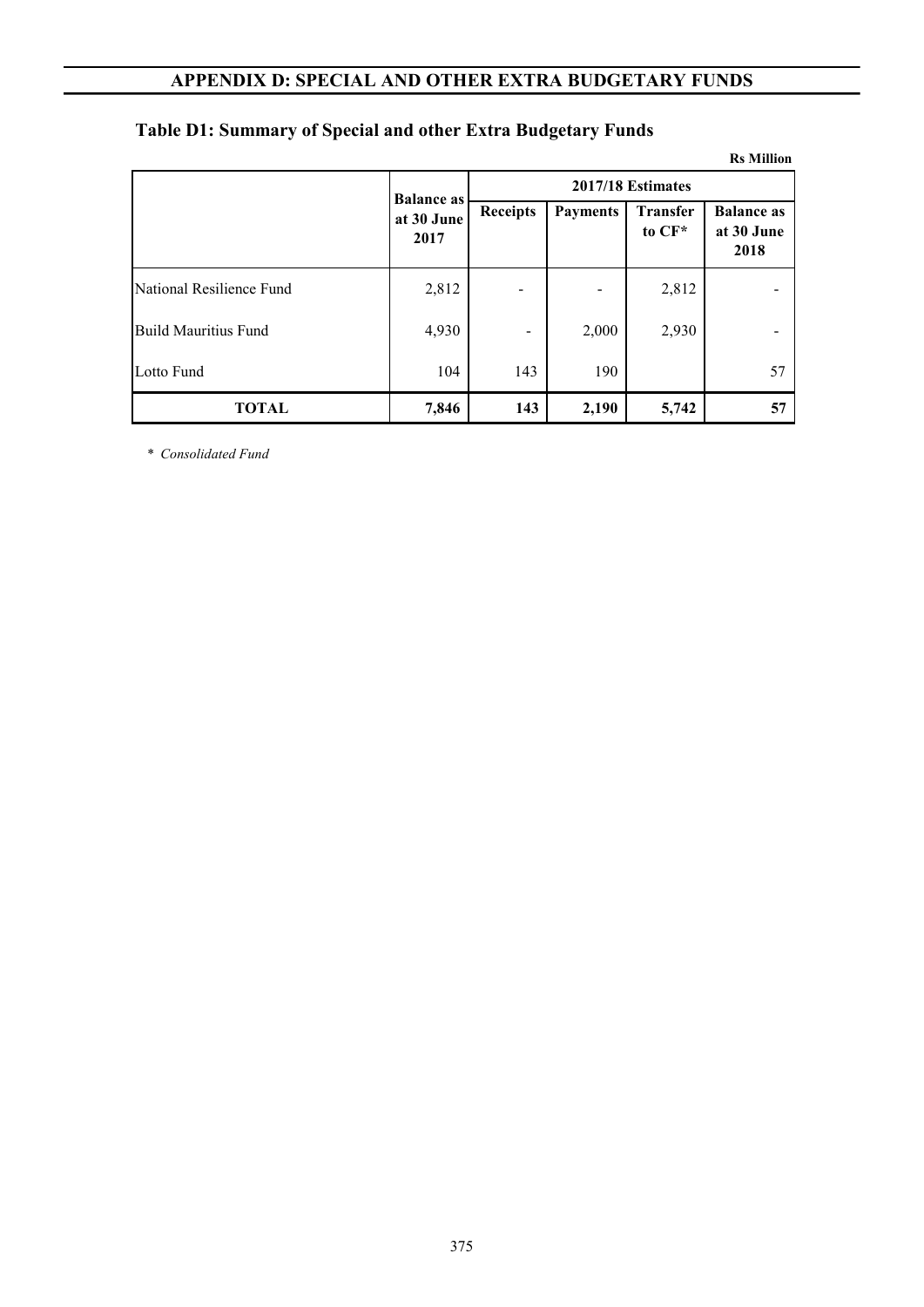# APPENDIX D: SPECIAL AND OTHER EXTRA BUDGETARY FUNDS

## Table D1: Summary of Special and other Extra Budgetary Funds

**Rs Million**

| | Balance as at 30 June 2017 | 2017/18 Estimates | | | |
|---|---|---|---|---|---|
| | | Receipts | Payments | Transfer to CF* | Balance as at 30 June 2018 |
| National Resilience Fund | 2,812 | - | - | 2,812 | - |
| Build Mauritius Fund | 4,930 | - | 2,000 | 2,930 | - |
| Lotto Fund | 104 | 143 | 190 | | 57 |
| **TOTAL** | **7,846** | **143** | **2,190** | **5,742** | **57** |

\* *Consolidated Fund*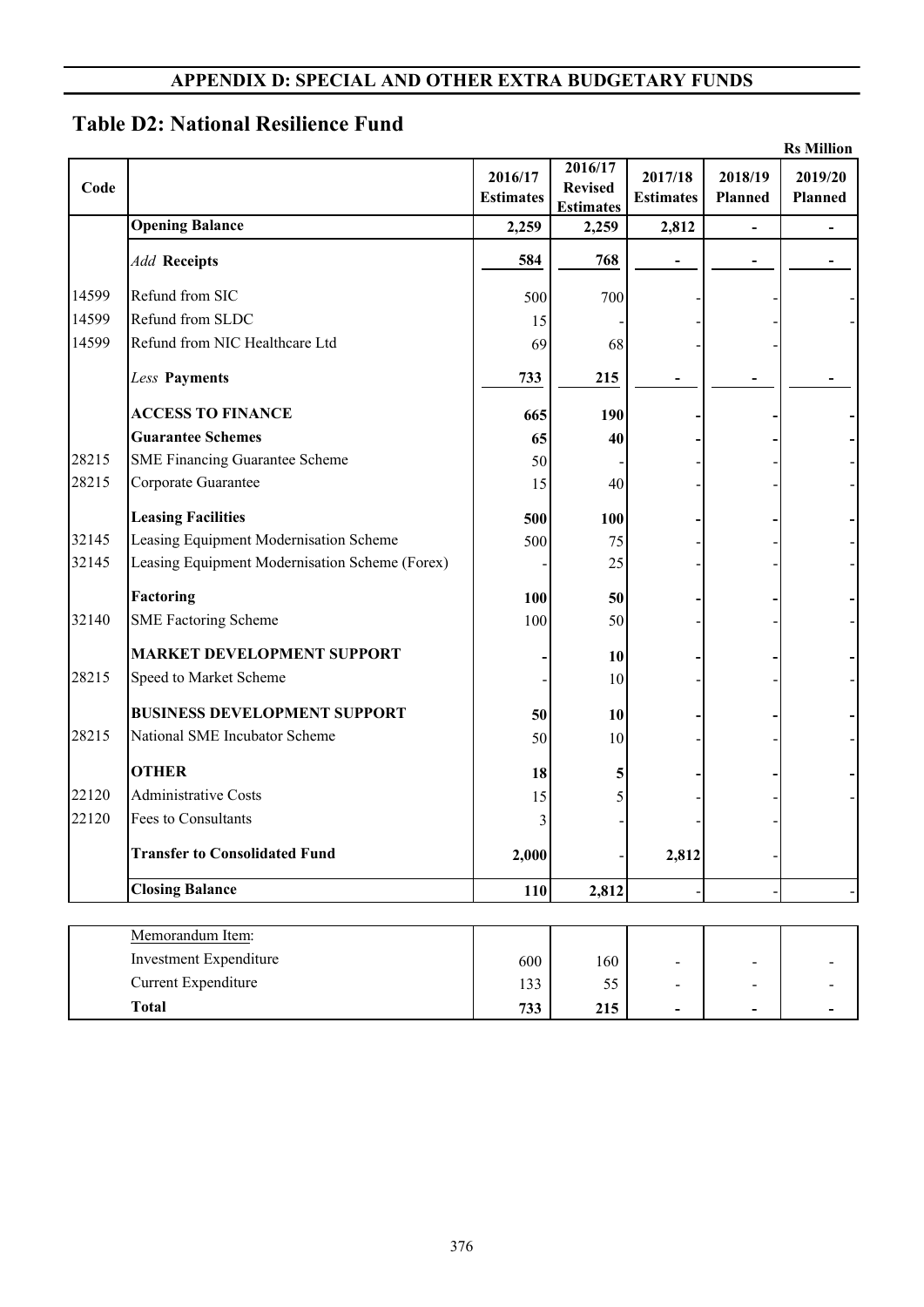## APPENDIX D: SPECIAL AND OTHER EXTRA BUDGETARY FUNDS

## Table D2: National Resilience Fund

Rs Million

| Code | | 2016/17 Estimates | 2016/17 Revised Estimates | 2017/18 Estimates | 2018/19 Planned | 2019/20 Planned |
|---|---|---|---|---|---|---|
| | **Opening Balance** | **2,259** | **2,259** | **2,812** | **-** | **-** |
| | *Add* **Receipts** | **584** | **768** | **-** | **-** | **-** |
| 14599 | Refund from SIC | 500 | 700 | - | - | - |
| 14599 | Refund from SLDC | 15 | - | - | - | - |
| 14599 | Refund from NIC Healthcare Ltd | 69 | 68 | - | - | |
| | *Less* **Payments** | **733** | **215** | **-** | **-** | **-** |
| | **ACCESS TO FINANCE** | **665** | **190** | **-** | **-** | **-** |
| | **Guarantee Schemes** | **65** | **40** | **-** | **-** | **-** |
| 28215 | SME Financing Guarantee Scheme | 50 | - | - | - | - |
| 28215 | Corporate Guarantee | 15 | 40 | - | - | - |
| | **Leasing Facilities** | **500** | **100** | **-** | **-** | **-** |
| 32145 | Leasing Equipment Modernisation Scheme | 500 | 75 | - | - | - |
| 32145 | Leasing Equipment Modernisation Scheme (Forex) | - | 25 | - | - | - |
| | **Factoring** | **100** | **50** | **-** | **-** | **-** |
| 32140 | SME Factoring Scheme | 100 | 50 | - | - | - |
| | **MARKET DEVELOPMENT SUPPORT** | **-** | **10** | **-** | **-** | **-** |
| 28215 | Speed to Market Scheme | - | 10 | - | - | - |
| | **BUSINESS DEVELOPMENT SUPPORT** | **50** | **10** | **-** | **-** | **-** |
| 28215 | National SME Incubator Scheme | 50 | 10 | - | - | - |
| | **OTHER** | **18** | **5** | **-** | **-** | **-** |
| 22120 | Administrative Costs | 15 | 5 | - | - | - |
| 22120 | Fees to Consultants | 3 | - | - | - | |
| | **Transfer to Consolidated Fund** | **2,000** | - | **2,812** | - | |
| | **Closing Balance** | **110** | **2,812** | - | - | - |

| | | | | | |
|---|---|---|---|---|---|
| Memorandum Item: | | | | | |
| Investment Expenditure | 600 | 160 | - | - | - |
| Current Expenditure | 133 | 55 | - | - | - |
| **Total** | **733** | **215** | **-** | **-** | **-** |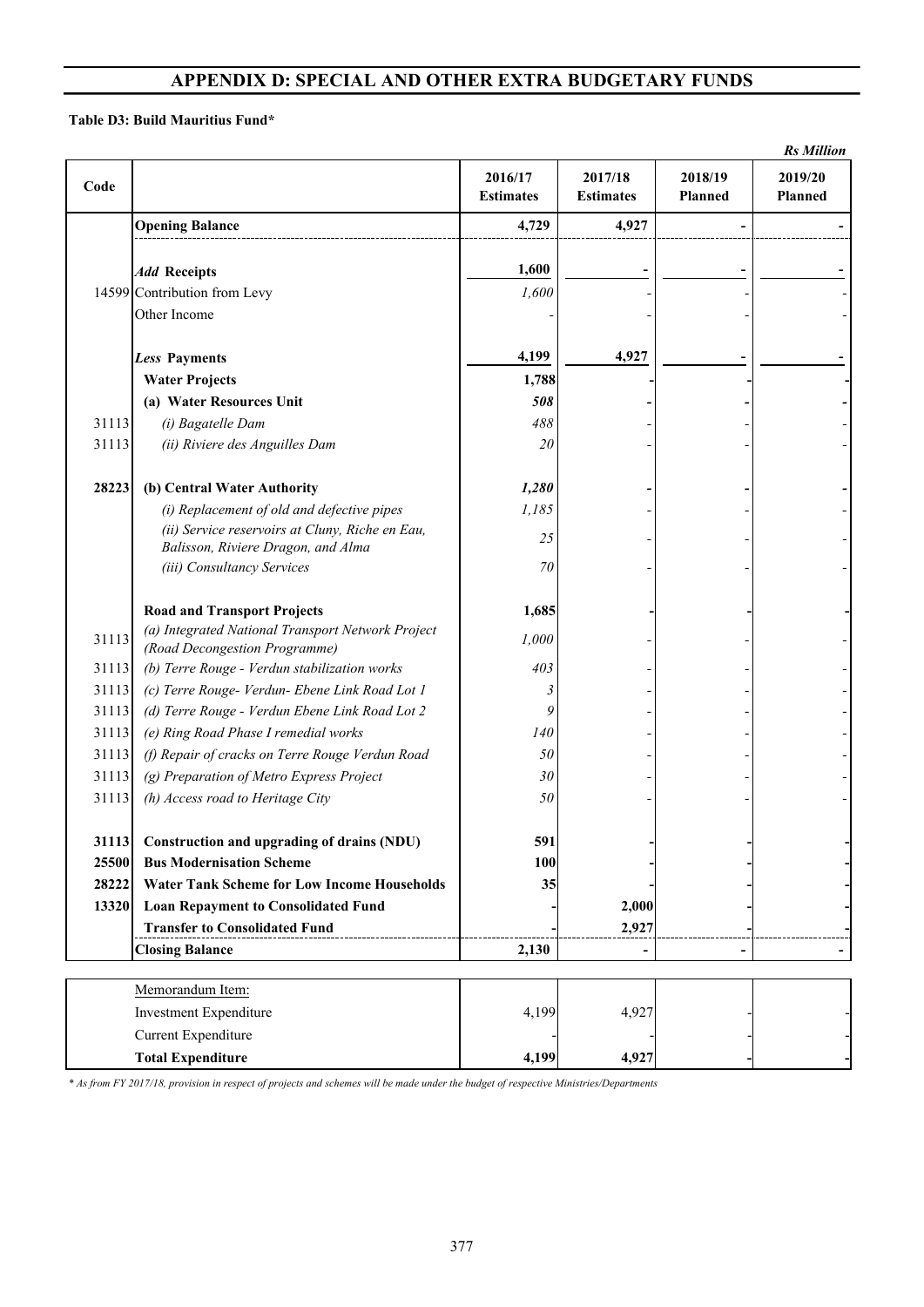# APPENDIX D: SPECIAL AND OTHER EXTRA BUDGETARY FUNDS

**Table D3: Build Mauritius Fund***

*Rs Million*

| Code | | 2016/17 Estimates | 2017/18 Estimates | 2018/19 Planned | 2019/20 Planned |
|---|---|---|---|---|---|
| | **Opening Balance** | **4,729** | **4,927** | **-** | **-** |
| | ***Add* Receipts** | **1,600** | **-** | **-** | **-** |
| 14599 | Contribution from Levy | *1,600* | - | - | - |
| | Other Income | - | - | - | - |
| | ***Less* Payments** | **4,199** | **4,927** | **-** | **-** |
| | **Water Projects** | **1,788** | **-** | **-** | **-** |
| | **(a) Water Resources Unit** | ***508*** | **-** | **-** | **-** |
| 31113 | *(i) Bagatelle Dam* | *488* | - | - | - |
| 31113 | *(ii) Riviere des Anguilles Dam* | *20* | - | - | - |
| **28223** | **(b) Central Water Authority** | ***1,280*** | **-** | **-** | **-** |
| | *(i) Replacement of old and defective pipes* | *1,185* | - | - | - |
| | *(ii) Service reservoirs at Cluny, Riche en Eau, Balisson, Riviere Dragon, and Alma* | *25* | - | - | - |
| | *(iii) Consultancy Services* | *70* | - | - | - |
| | **Road and Transport Projects** | **1,685** | **-** | **-** | **-** |
| 31113 | *(a) Integrated National Transport Network Project (Road Decongestion Programme)* | *1,000* | - | - | - |
| 31113 | *(b) Terre Rouge - Verdun stabilization works* | *403* | - | - | - |
| 31113 | *(c) Terre Rouge- Verdun- Ebene Link Road Lot 1* | *3* | - | - | - |
| 31113 | *(d) Terre Rouge - Verdun Ebene Link Road Lot 2* | *9* | - | - | - |
| 31113 | *(e) Ring Road Phase I remedial works* | *140* | - | - | - |
| 31113 | *(f) Repair of cracks on Terre Rouge Verdun Road* | *50* | - | - | - |
| 31113 | *(g) Preparation of Metro Express Project* | *30* | - | - | - |
| 31113 | *(h) Access road to Heritage City* | *50* | - | - | - |
| **31113** | **Construction and upgrading of drains (NDU)** | **591** | **-** | **-** | **-** |
| **25500** | **Bus Modernisation Scheme** | **100** | **-** | **-** | **-** |
| **28222** | **Water Tank Scheme for Low Income Households** | **35** | **-** | **-** | **-** |
| **13320** | **Loan Repayment to Consolidated Fund** | **-** | **2,000** | **-** | **-** |
| | **Transfer to Consolidated Fund** | **-** | **2,927** | **-** | **-** |
| | **Closing Balance** | **2,130** | **-** | **-** | **-** |

| | Memorandum Item: | | | | |
|---|---|---|---|---|---|
| | Investment Expenditure | 4,199 | 4,927 | - | - |
| | Current Expenditure | - | - | - | - |
| | **Total Expenditure** | **4,199** | **4,927** | **-** | **-** |

*\* As from FY 2017/18, provision in respect of projects and schemes will be made under the budget of respective Ministries/Departments*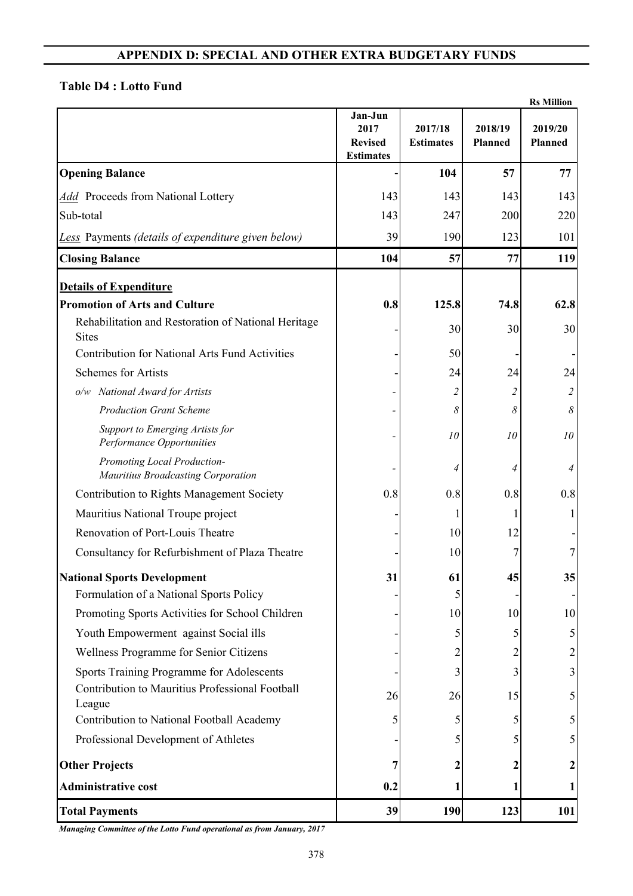## APPENDIX D: SPECIAL AND OTHER EXTRA BUDGETARY FUNDS

### Table D4 : Lotto Fund

Rs Million

| | Jan-Jun 2017 Revised Estimates | 2017/18 Estimates | 2018/19 Planned | 2019/20 Planned |
|---|---|---|---|---|
| **Opening Balance** | - | **104** | **57** | **77** |
| *Add* Proceeds from National Lottery | 143 | 143 | 143 | 143 |
| Sub-total | 143 | 247 | 200 | 220 |
| *Less* Payments *(details of expenditure given below)* | 39 | 190 | 123 | 101 |
| **Closing Balance** | **104** | **57** | **77** | **119** |
| **Details of Expenditure** | | | | |
| **Promotion of Arts and Culture** | **0.8** | **125.8** | **74.8** | **62.8** |
| Rehabilitation and Restoration of National Heritage Sites | - | 30 | 30 | 30 |
| Contribution for National Arts Fund Activities | - | 50 | - | - |
| Schemes for Artists | - | 24 | 24 | 24 |
| *o/w National Award for Artists* | - | *2* | *2* | *2* |
| *Production Grant Scheme* | - | *8* | *8* | *8* |
| *Support to Emerging Artists for Performance Opportunities* | - | *10* | *10* | *10* |
| *Promoting Local Production- Mauritius Broadcasting Corporation* | - | *4* | *4* | *4* |
| Contribution to Rights Management Society | 0.8 | 0.8 | 0.8 | 0.8 |
| Mauritius National Troupe project | - | 1 | 1 | 1 |
| Renovation of Port-Louis Theatre | - | 10 | 12 | - |
| Consultancy for Refurbishment of Plaza Theatre | - | 10 | 7 | 7 |
| **National Sports Development** | **31** | **61** | **45** | **35** |
| Formulation of a National Sports Policy | - | 5 | - | - |
| Promoting Sports Activities for School Children | - | 10 | 10 | 10 |
| Youth Empowerment against Social ills | - | 5 | 5 | 5 |
| Wellness Programme for Senior Citizens | - | 2 | 2 | 2 |
| Sports Training Programme for Adolescents | - | 3 | 3 | 3 |
| Contribution to Mauritius Professional Football League | 26 | 26 | 15 | 5 |
| Contribution to National Football Academy | 5 | 5 | 5 | 5 |
| Professional Development of Athletes | - | 5 | 5 | 5 |
| **Other Projects** | **7** | **2** | **2** | **2** |
| **Administrative cost** | **0.2** | **1** | **1** | **1** |
| **Total Payments** | **39** | **190** | **123** | **101** |

***Managing Committee of the Lotto Fund operational as from January, 2017***